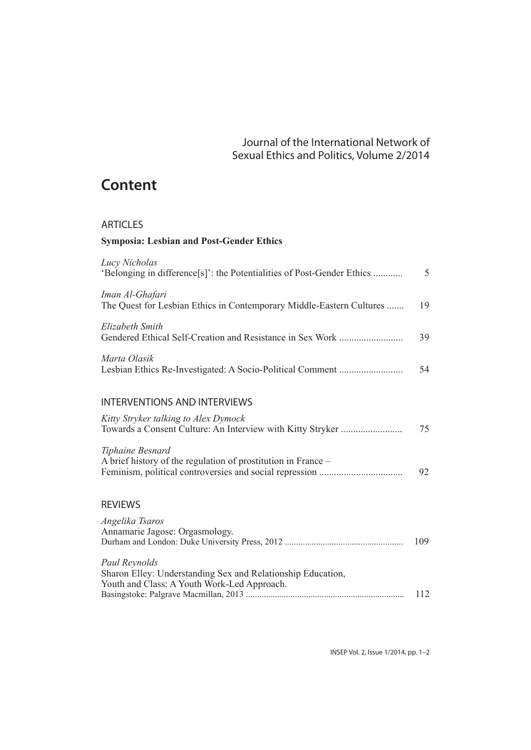Journal of the International Network of Sexual Ethics and Politics, Volume 2/2014

# Content

## ARTICLES

**Symposia: Lesbian and Post-Gender Ethics**

*Lucy Nicholas*
'Belonging in difference[s]': the Potentialities of Post-Gender Ethics ............ 5

*Iman Al-Ghafari*
The Quest for Lesbian Ethics in Contemporary Middle-Eastern Cultures ....... 19

*Elizabeth Smith*
Gendered Ethical Self-Creation and Resistance in Sex Work .......................... 39

*Marta Olasik*
Lesbian Ethics Re-Investigated: A Socio-Political Comment .......................... 54

## INTERVENTIONS AND INTERVIEWS

*Kitty Stryker talking to Alex Dymock*
Towards a Consent Culture: An Interview with Kitty Stryker ......................... 75

*Tiphaine Besnard*
A brief history of the regulation of prostitution in France –
Feminism, political controversies and social repression .................................. 92

## REVIEWS

*Angelika Tsaros*
Annamarie Jagose: Orgasmology.
Durham and London: Duke University Press, 2012 .................................................... 109

*Paul Reynolds*
Sharon Elley: Understanding Sex and Relationship Education,
Youth and Class: A Youth Work-Led Approach.
Basingstoke: Palgrave Macmillan, 2013 ...................................................................... 112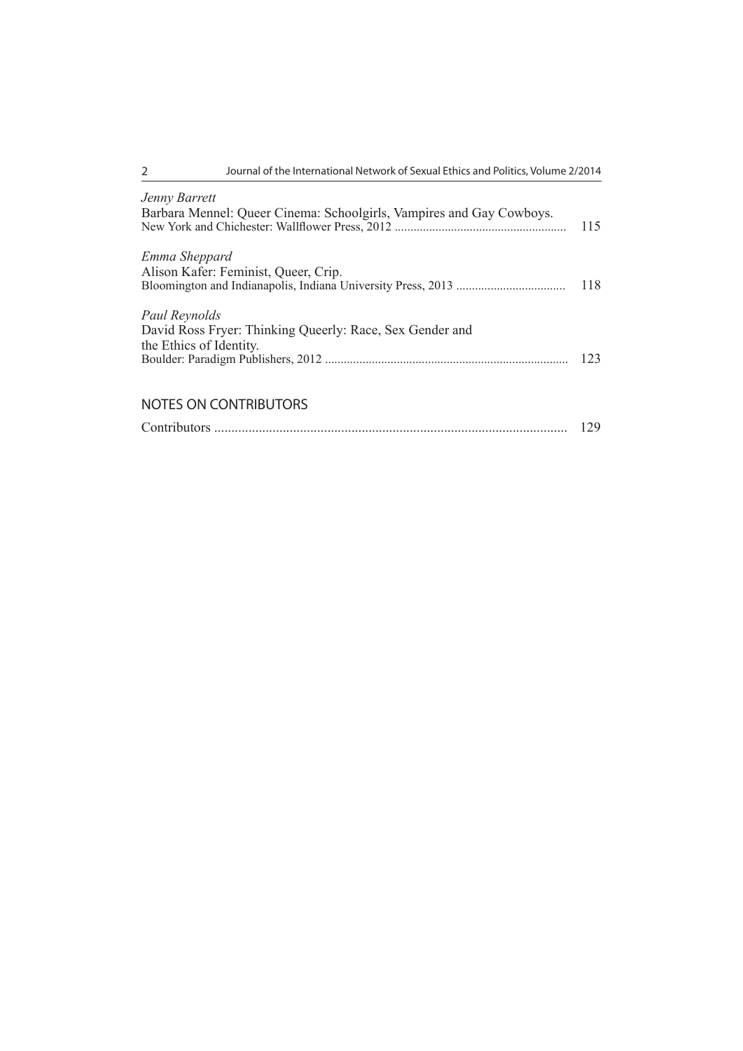*Jenny Barrett*
Barbara Mennel: Queer Cinema: Schoolgirls, Vampires and Gay Cowboys.
New York and Chichester: Wallflower Press, 2012 ....................................................... 115

*Emma Sheppard*
Alison Kafer: Feminist, Queer, Crip.
Bloomington and Indianapolis, Indiana University Press, 2013 .................................. 118

*Paul Reynolds*
David Ross Fryer: Thinking Queerly: Race, Sex Gender and the Ethics of Identity.
Boulder: Paradigm Publishers, 2012 ............................................................................ 123

## NOTES ON CONTRIBUTORS

Contributors ....................................................................................................... 129